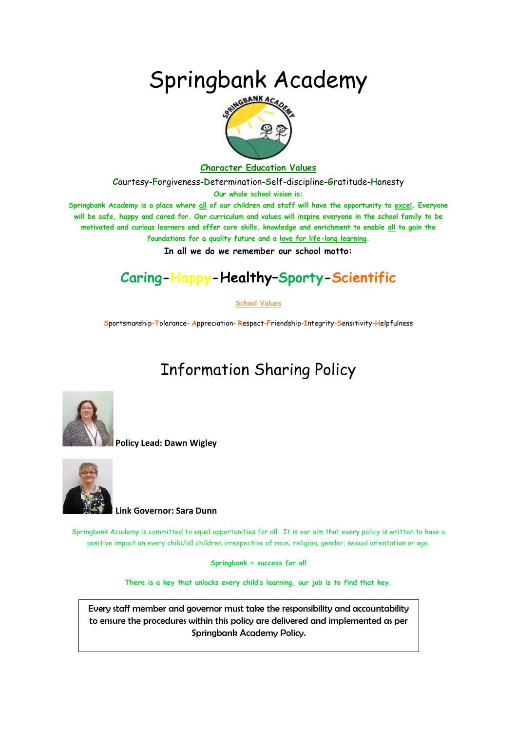# Springbank Academy

**Character Education Values**

Courtesy-Forgiveness-Determination-Self-discipline-Gratitude-Honesty

**Our whole school vision is:**

**Springbank Academy is a place where all of our children and staff will have the opportunity to excel. Everyone will be safe, happy and cared for. Our curriculum and values will inspire everyone in the school family to be motivated and curious learners and offer core skills, knowledge and enrichment to enable all to gain the foundations for a quality future and a love for life-long learning.**

**In all we do we remember our school motto:**

## Caring-Happy-Healthy–Sporty-Scientific

School Values

Sportsmanship-Tolerance- Appreciation- Respect-Friendship-Integrity-Sensitivity-Helpfulness

# Information Sharing Policy

**Policy Lead: Dawn Wigley**

**Link Governor: Sara Dunn**

Springbank Academy is committed to equal opportunities for all. It is our aim that every policy is written to have a positive impact on every child/all children irrespective of race; religion; gender; sexual orientation or age.

**Springbank = success for all**

**There is a key that unlocks every child's learning, our job is to find that key.**

Every staff member and governor must take the responsibility and accountability to ensure the procedures within this policy are delivered and implemented as per Springbank Academy Policy.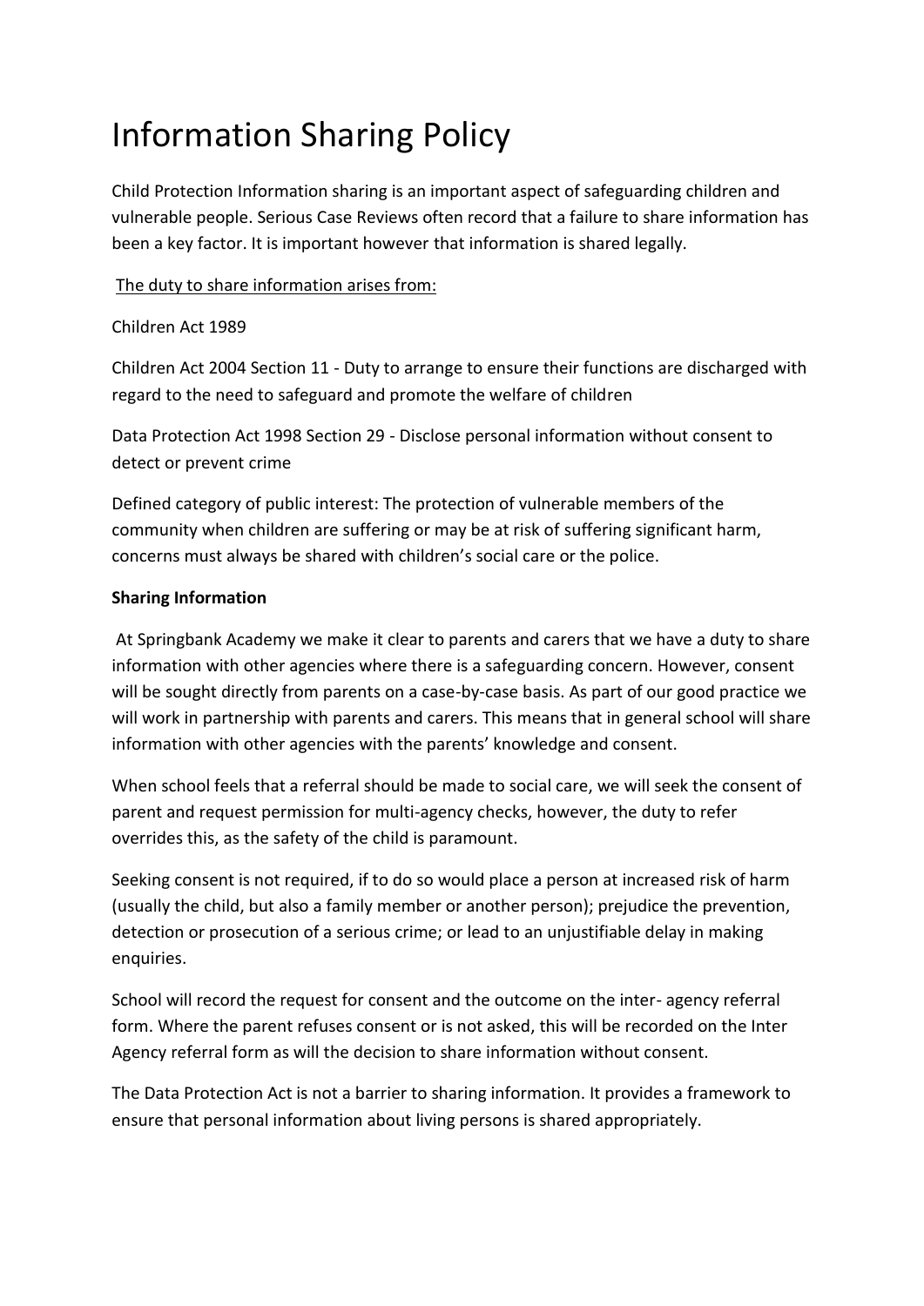# Information Sharing Policy

Child Protection Information sharing is an important aspect of safeguarding children and vulnerable people. Serious Case Reviews often record that a failure to share information has been a key factor. It is important however that information is shared legally.

<u>The duty to share information arises from:</u>

Children Act 1989

Children Act 2004 Section 11 - Duty to arrange to ensure their functions are discharged with regard to the need to safeguard and promote the welfare of children

Data Protection Act 1998 Section 29 - Disclose personal information without consent to detect or prevent crime

Defined category of public interest: The protection of vulnerable members of the community when children are suffering or may be at risk of suffering significant harm, concerns must always be shared with children's social care or the police.

**Sharing Information**

At Springbank Academy we make it clear to parents and carers that we have a duty to share information with other agencies where there is a safeguarding concern. However, consent will be sought directly from parents on a case-by-case basis. As part of our good practice we will work in partnership with parents and carers. This means that in general school will share information with other agencies with the parents' knowledge and consent.

When school feels that a referral should be made to social care, we will seek the consent of parent and request permission for multi-agency checks, however, the duty to refer overrides this, as the safety of the child is paramount.

Seeking consent is not required, if to do so would place a person at increased risk of harm (usually the child, but also a family member or another person); prejudice the prevention, detection or prosecution of a serious crime; or lead to an unjustifiable delay in making enquiries.

School will record the request for consent and the outcome on the inter- agency referral form. Where the parent refuses consent or is not asked, this will be recorded on the Inter Agency referral form as will the decision to share information without consent.

The Data Protection Act is not a barrier to sharing information. It provides a framework to ensure that personal information about living persons is shared appropriately.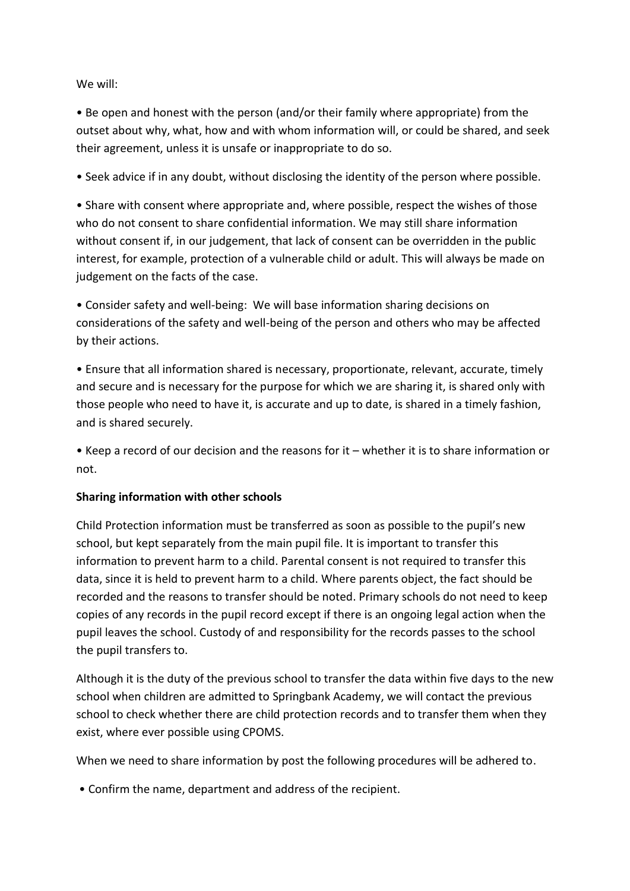We will:

- Be open and honest with the person (and/or their family where appropriate) from the outset about why, what, how and with whom information will, or could be shared, and seek their agreement, unless it is unsafe or inappropriate to do so.
- Seek advice if in any doubt, without disclosing the identity of the person where possible.
- Share with consent where appropriate and, where possible, respect the wishes of those who do not consent to share confidential information. We may still share information without consent if, in our judgement, that lack of consent can be overridden in the public interest, for example, protection of a vulnerable child or adult. This will always be made on judgement on the facts of the case.
- Consider safety and well-being: We will base information sharing decisions on considerations of the safety and well-being of the person and others who may be affected by their actions.
- Ensure that all information shared is necessary, proportionate, relevant, accurate, timely and secure and is necessary for the purpose for which we are sharing it, is shared only with those people who need to have it, is accurate and up to date, is shared in a timely fashion, and is shared securely.
- Keep a record of our decision and the reasons for it – whether it is to share information or not.

**Sharing information with other schools**

Child Protection information must be transferred as soon as possible to the pupil's new school, but kept separately from the main pupil file. It is important to transfer this information to prevent harm to a child. Parental consent is not required to transfer this data, since it is held to prevent harm to a child. Where parents object, the fact should be recorded and the reasons to transfer should be noted. Primary schools do not need to keep copies of any records in the pupil record except if there is an ongoing legal action when the pupil leaves the school. Custody of and responsibility for the records passes to the school the pupil transfers to.

Although it is the duty of the previous school to transfer the data within five days to the new school when children are admitted to Springbank Academy, we will contact the previous school to check whether there are child protection records and to transfer them when they exist, where ever possible using CPOMS.

When we need to share information by post the following procedures will be adhered to.

- Confirm the name, department and address of the recipient.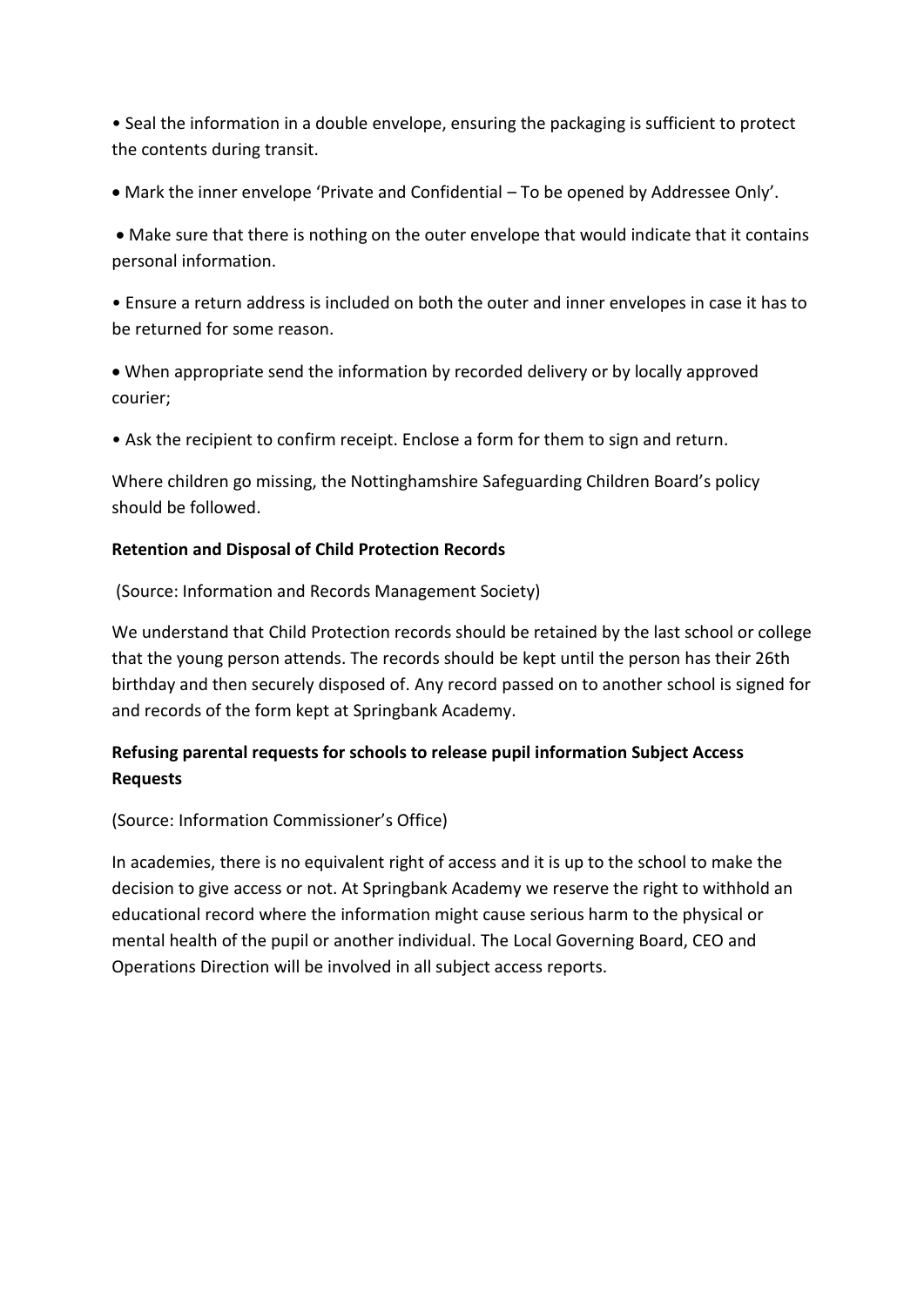- Seal the information in a double envelope, ensuring the packaging is sufficient to protect the contents during transit.
- Mark the inner envelope 'Private and Confidential – To be opened by Addressee Only'.
- Make sure that there is nothing on the outer envelope that would indicate that it contains personal information.
- Ensure a return address is included on both the outer and inner envelopes in case it has to be returned for some reason.
- When appropriate send the information by recorded delivery or by locally approved courier;
- Ask the recipient to confirm receipt. Enclose a form for them to sign and return.

Where children go missing, the Nottinghamshire Safeguarding Children Board's policy should be followed.

**Retention and Disposal of Child Protection Records**

(Source: Information and Records Management Society)

We understand that Child Protection records should be retained by the last school or college that the young person attends. The records should be kept until the person has their 26th birthday and then securely disposed of. Any record passed on to another school is signed for and records of the form kept at Springbank Academy.

**Refusing parental requests for schools to release pupil information Subject Access Requests**

(Source: Information Commissioner's Office)

In academies, there is no equivalent right of access and it is up to the school to make the decision to give access or not. At Springbank Academy we reserve the right to withhold an educational record where the information might cause serious harm to the physical or mental health of the pupil or another individual. The Local Governing Board, CEO and Operations Direction will be involved in all subject access reports.